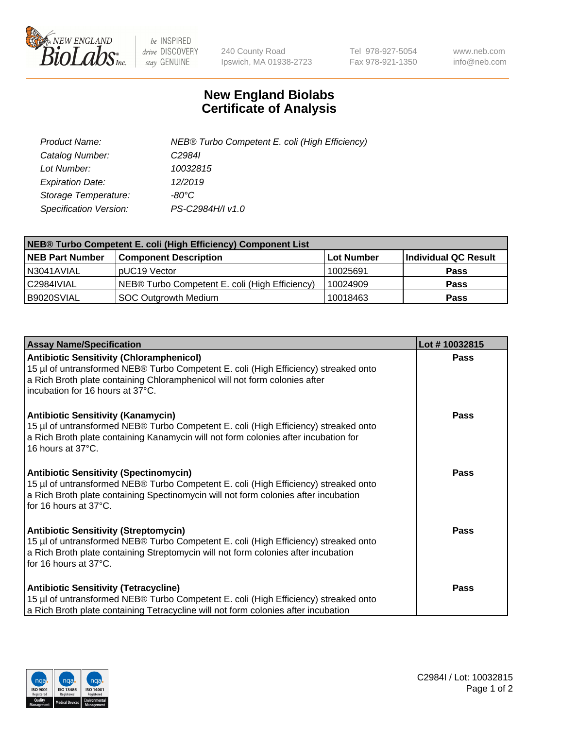# New England Biolabs Certificate of Analysis

| | |
|---|---|
| *Product Name:* | *NEB® Turbo Competent E. coli (High Efficiency)* |
| *Catalog Number:* | *C2984I* |
| *Lot Number:* | *10032815* |
| *Expiration Date:* | *12/2019* |
| *Storage Temperature:* | *-80°C* |
| *Specification Version:* | *PS-C2984H/I v1.0* |

| NEB® Turbo Competent E. coli (High Efficiency) Component List | | | |
|---|---|---|---|
| **NEB Part Number** | **Component Description** | **Lot Number** | **Individual QC Result** |
| N3041AVIAL | pUC19 Vector | 10025691 | **Pass** |
| C2984IVIAL | NEB® Turbo Competent E. coli (High Efficiency) | 10024909 | **Pass** |
| B9020SVIAL | SOC Outgrowth Medium | 10018463 | **Pass** |

| Assay Name/Specification | Lot # 10032815 |
|---|---|
| **Antibiotic Sensitivity (Chloramphenicol)** 15 µl of untransformed NEB® Turbo Competent E. coli (High Efficiency) streaked onto a Rich Broth plate containing Chloramphenicol will not form colonies after incubation for 16 hours at 37°C. | **Pass** |
| **Antibiotic Sensitivity (Kanamycin)** 15 µl of untransformed NEB® Turbo Competent E. coli (High Efficiency) streaked onto a Rich Broth plate containing Kanamycin will not form colonies after incubation for 16 hours at 37°C. | **Pass** |
| **Antibiotic Sensitivity (Spectinomycin)** 15 µl of untransformed NEB® Turbo Competent E. coli (High Efficiency) streaked onto a Rich Broth plate containing Spectinomycin will not form colonies after incubation for 16 hours at 37°C. | **Pass** |
| **Antibiotic Sensitivity (Streptomycin)** 15 µl of untransformed NEB® Turbo Competent E. coli (High Efficiency) streaked onto a Rich Broth plate containing Streptomycin will not form colonies after incubation for 16 hours at 37°C. | **Pass** |
| **Antibiotic Sensitivity (Tetracycline)** 15 µl of untransformed NEB® Turbo Competent E. coli (High Efficiency) streaked onto a Rich Broth plate containing Tetracycline will not form colonies after incubation | **Pass** |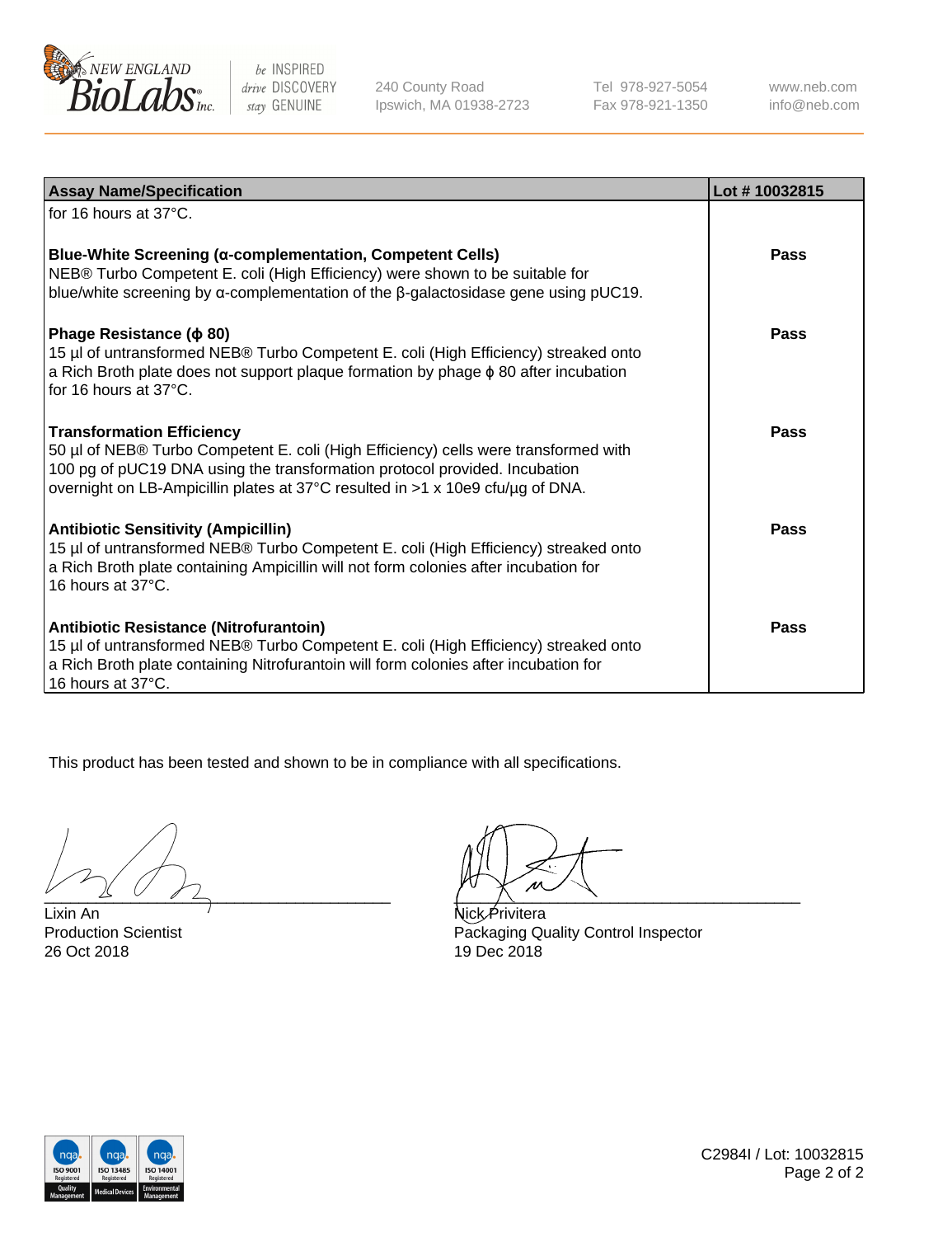| Assay Name/Specification | Lot # 10032815 |
|---|---|
| for 16 hours at 37°C. | |
| **Blue-White Screening (α-complementation, Competent Cells)**<br>NEB® Turbo Competent E. coli (High Efficiency) were shown to be suitable for blue/white screening by α-complementation of the β-galactosidase gene using pUC19. | **Pass** |
| **Phage Resistance (ϕ 80)**<br>15 µl of untransformed NEB® Turbo Competent E. coli (High Efficiency) streaked onto a Rich Broth plate does not support plaque formation by phage ϕ 80 after incubation for 16 hours at 37°C. | **Pass** |
| **Transformation Efficiency**<br>50 µl of NEB® Turbo Competent E. coli (High Efficiency) cells were transformed with 100 pg of pUC19 DNA using the transformation protocol provided. Incubation overnight on LB-Ampicillin plates at 37°C resulted in >1 x 10e9 cfu/µg of DNA. | **Pass** |
| **Antibiotic Sensitivity (Ampicillin)**<br>15 µl of untransformed NEB® Turbo Competent E. coli (High Efficiency) streaked onto a Rich Broth plate containing Ampicillin will not form colonies after incubation for 16 hours at 37°C. | **Pass** |
| **Antibiotic Resistance (Nitrofurantoin)**<br>15 µl of untransformed NEB® Turbo Competent E. coli (High Efficiency) streaked onto a Rich Broth plate containing Nitrofurantoin will form colonies after incubation for 16 hours at 37°C. | **Pass** |

This product has been tested and shown to be in compliance with all specifications.

Lixin An
Production Scientist
26 Oct 2018

Nick Privitera
Packaging Quality Control Inspector
19 Dec 2018

C2984I / Lot: 10032815